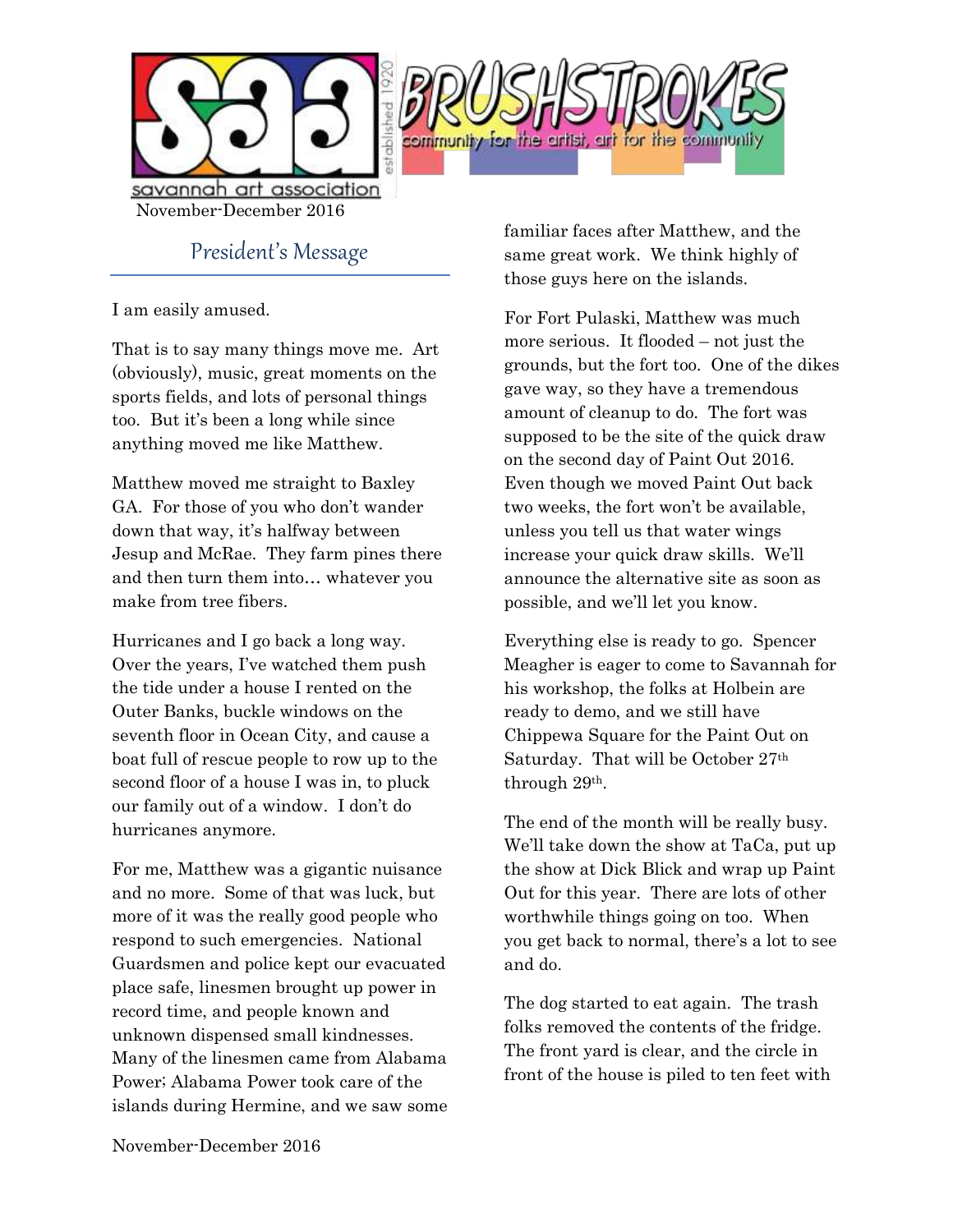# BRUSHSTROKES

community for the artist, art for the community

savannah art association — established 1920

November-December 2016

## President's Message

I am easily amused.

That is to say many things move me. Art (obviously), music, great moments on the sports fields, and lots of personal things too. But it's been a long while since anything moved me like Matthew.

Matthew moved me straight to Baxley GA. For those of you who don't wander down that way, it's halfway between Jesup and McRae. They farm pines there and then turn them into… whatever you make from tree fibers.

Hurricanes and I go back a long way. Over the years, I've watched them push the tide under a house I rented on the Outer Banks, buckle windows on the seventh floor in Ocean City, and cause a boat full of rescue people to row up to the second floor of a house I was in, to pluck our family out of a window. I don't do hurricanes anymore.

For me, Matthew was a gigantic nuisance and no more. Some of that was luck, but more of it was the really good people who respond to such emergencies. National Guardsmen and police kept our evacuated place safe, linesmen brought up power in record time, and people known and unknown dispensed small kindnesses. Many of the linesmen came from Alabama Power; Alabama Power took care of the islands during Hermine, and we saw some familiar faces after Matthew, and the same great work. We think highly of those guys here on the islands.

For Fort Pulaski, Matthew was much more serious. It flooded – not just the grounds, but the fort too. One of the dikes gave way, so they have a tremendous amount of cleanup to do. The fort was supposed to be the site of the quick draw on the second day of Paint Out 2016. Even though we moved Paint Out back two weeks, the fort won't be available, unless you tell us that water wings increase your quick draw skills. We'll announce the alternative site as soon as possible, and we'll let you know.

Everything else is ready to go. Spencer Meagher is eager to come to Savannah for his workshop, the folks at Holbein are ready to demo, and we still have Chippewa Square for the Paint Out on Saturday. That will be October 27th through 29th.

The end of the month will be really busy. We'll take down the show at TaCa, put up the show at Dick Blick and wrap up Paint Out for this year. There are lots of other worthwhile things going on too. When you get back to normal, there's a lot to see and do.

The dog started to eat again. The trash folks removed the contents of the fridge. The front yard is clear, and the circle in front of the house is piled to ten feet with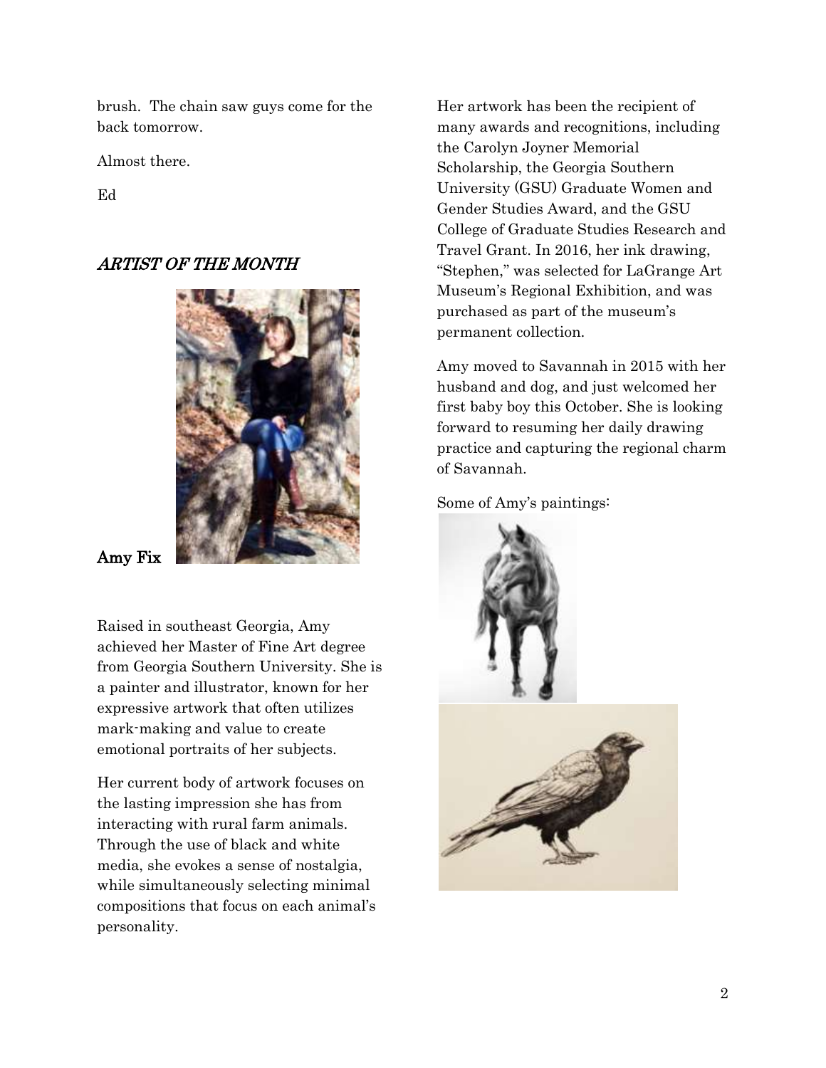brush. The chain saw guys come for the back tomorrow.

Almost there.

Ed

## *ARTIST OF THE MONTH*

**Amy Fix**

Raised in southeast Georgia, Amy achieved her Master of Fine Art degree from Georgia Southern University. She is a painter and illustrator, known for her expressive artwork that often utilizes mark-making and value to create emotional portraits of her subjects.

Her current body of artwork focuses on the lasting impression she has from interacting with rural farm animals. Through the use of black and white media, she evokes a sense of nostalgia, while simultaneously selecting minimal compositions that focus on each animal's personality.

Her artwork has been the recipient of many awards and recognitions, including the Carolyn Joyner Memorial Scholarship, the Georgia Southern University (GSU) Graduate Women and Gender Studies Award, and the GSU College of Graduate Studies Research and Travel Grant. In 2016, her ink drawing, "Stephen," was selected for LaGrange Art Museum's Regional Exhibition, and was purchased as part of the museum's permanent collection.

Amy moved to Savannah in 2015 with her husband and dog, and just welcomed her first baby boy this October. She is looking forward to resuming her daily drawing practice and capturing the regional charm of Savannah.

Some of Amy's paintings: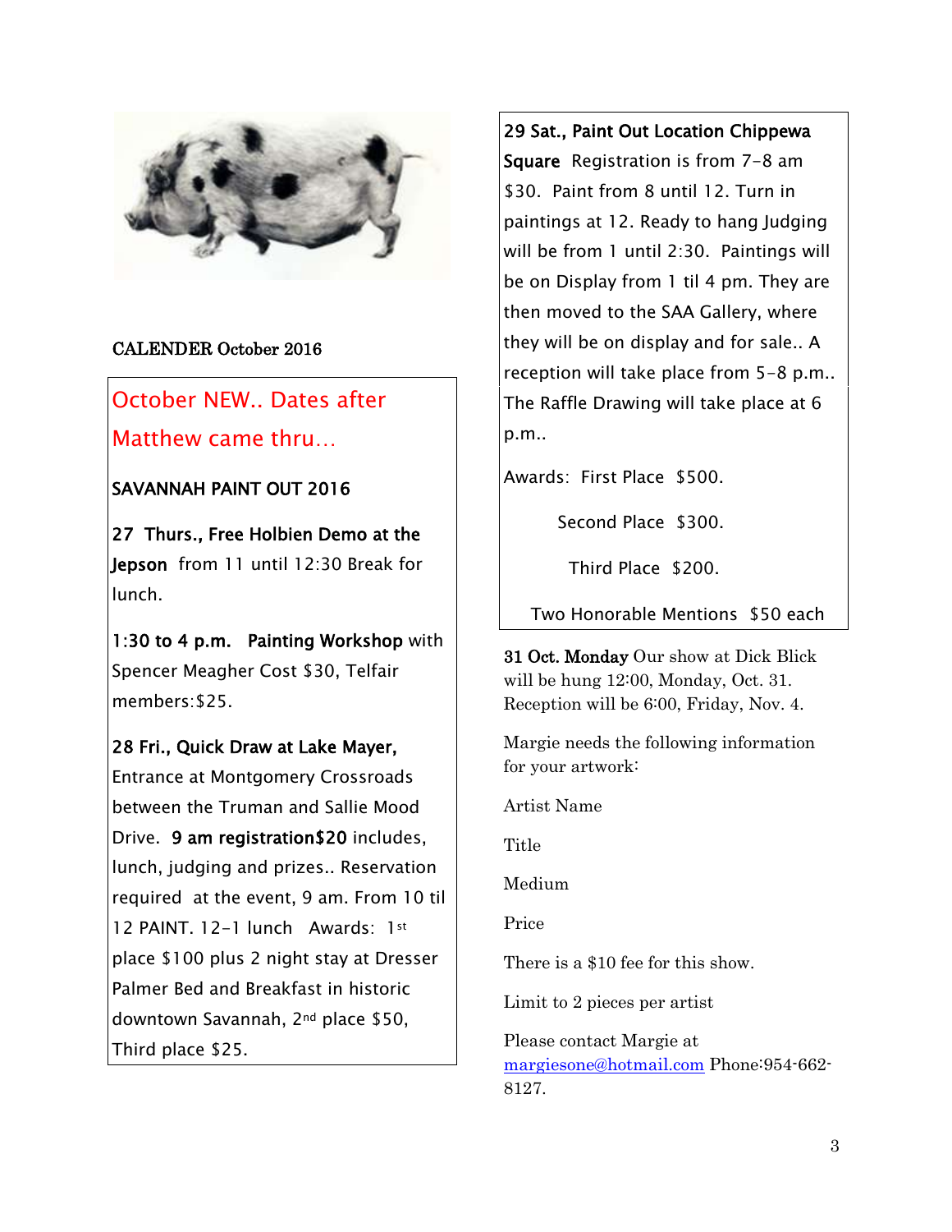CALENDER October 2016

October NEW.. Dates after Matthew came thru…

**SAVANNAH PAINT OUT 2016**

**27 Thurs., Free Holbien Demo at the Jepson** from 11 until 12:30 Break for lunch.

**1:30 to 4 p.m. Painting Workshop** with Spencer Meagher Cost $30, Telfair members:$25.

**28 Fri., Quick Draw at Lake Mayer,** Entrance at Montgomery Crossroads between the Truman and Sallie Mood Drive. **9 am registration$20** includes, lunch, judging and prizes.. Reservation required at the event, 9 am. From 10 til 12 PAINT. 12-1 lunch Awards: 1st place $100 plus 2 night stay at Dresser Palmer Bed and Breakfast in historic downtown Savannah, 2nd place $50, Third place $25.

**29 Sat., Paint Out Location Chippewa Square** Registration is from 7-8 am $30. Paint from 8 until 12. Turn in paintings at 12. Ready to hang Judging will be from 1 until 2:30. Paintings will be on Display from 1 til 4 pm. They are then moved to the SAA Gallery, where they will be on display and for sale.. A reception will take place from 5-8 p.m.. The Raffle Drawing will take place at 6 p.m..

Awards: First Place $500.

Second Place $300.

Third Place $200.

Two Honorable Mentions $50 each

**31 Oct. Monday** Our show at Dick Blick will be hung 12:00, Monday, Oct. 31. Reception will be 6:00, Friday, Nov. 4.

Margie needs the following information for your artwork:

Artist Name

Title

Medium

Price

There is a $10 fee for this show.

Limit to 2 pieces per artist

Please contact Margie at margiesone@hotmail.com Phone:954-662-8127.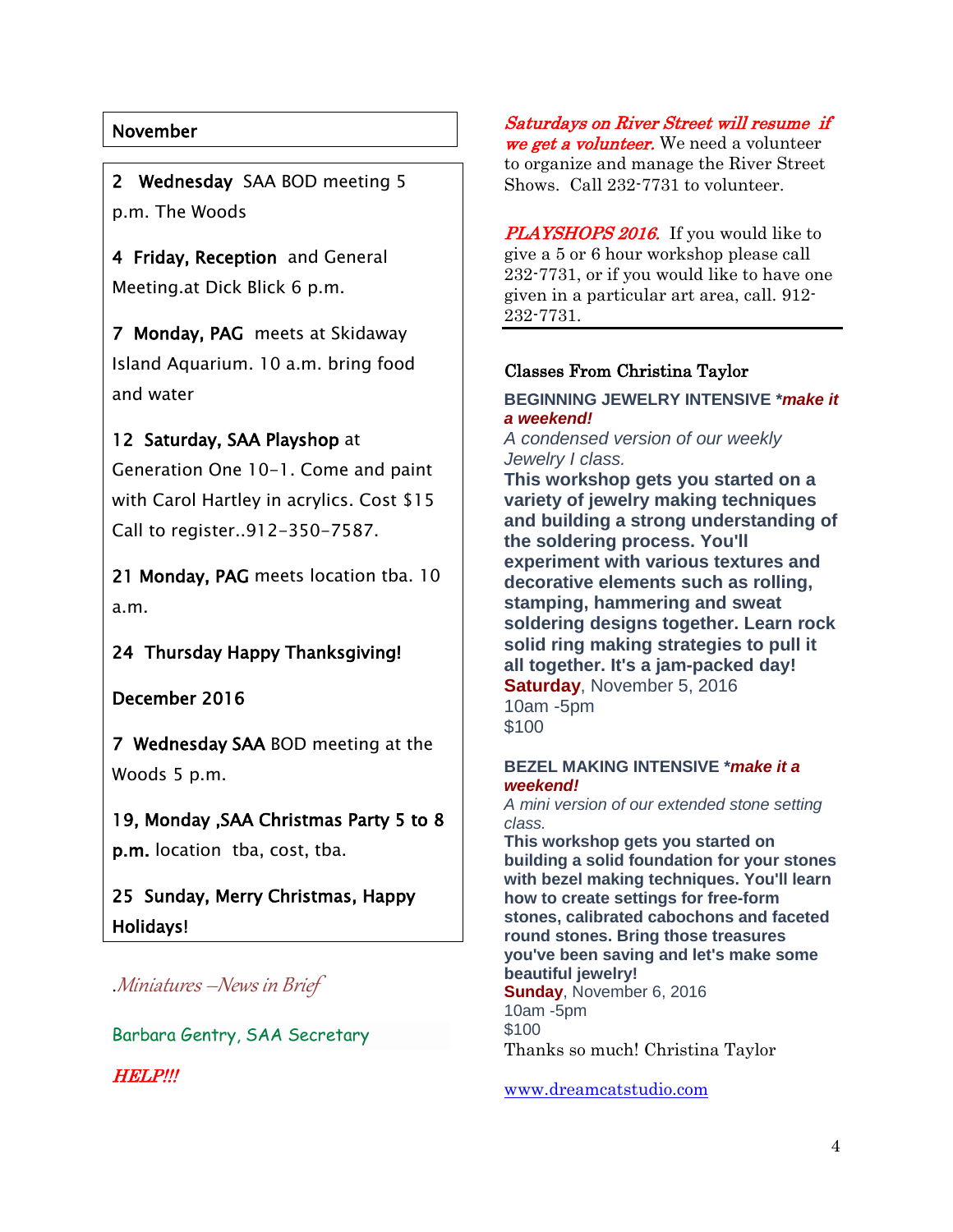## November

**2 Wednesday** SAA BOD meeting 5 p.m. The Woods

**4 Friday, Reception** and General Meeting.at Dick Blick 6 p.m.

**7 Monday, PAG** meets at Skidaway Island Aquarium. 10 a.m. bring food and water

**12 Saturday, SAA Playshop** at Generation One 10-1. Come and paint with Carol Hartley in acrylics. Cost $15 Call to register..912-350-7587.

**21 Monday, PAG** meets location tba. 10 a.m.

**24 Thursday Happy Thanksgiving!**

## December 2016

**7 Wednesday SAA** BOD meeting at the Woods 5 p.m.

**19, Monday ,SAA Christmas Party 5 to 8 p.m.** location tba, cost, tba.

**25 Sunday, Merry Christmas, Happy Holidays!**

*.Miniatures –News in Brief*

Barbara Gentry, SAA Secretary

***HELP!!!***

***Saturdays on River Street will resume if we get a volunteer.*** We need a volunteer to organize and manage the River Street Shows. Call 232-7731 to volunteer.

***PLAYSHOPS 2016.*** If you would like to give a 5 or 6 hour workshop please call 232-7731, or if you would like to have one given in a particular art area, call. 912-232-7731.

---

### Classes From Christina Taylor

**BEGINNING JEWELRY INTENSIVE *make it a weekend!***

*A condensed version of our weekly Jewelry I class.*

**This workshop gets you started on a variety of jewelry making techniques and building a strong understanding of the soldering process. You'll experiment with various textures and decorative elements such as rolling, stamping, hammering and sweat soldering designs together. Learn rock solid ring making strategies to pull it all together. It's a jam-packed day!**

**Saturday**, November 5, 2016
10am -5pm
$100

**BEZEL MAKING INTENSIVE *make it a weekend!***

*A mini version of our extended stone setting class.*

**This workshop gets you started on building a solid foundation for your stones with bezel making techniques. You'll learn how to create settings for free-form stones, calibrated cabochons and faceted round stones. Bring those treasures you've been saving and let's make some beautiful jewelry!**

**Sunday**, November 6, 2016
10am -5pm
$100

Thanks so much! Christina Taylor

www.dreamcatstudio.com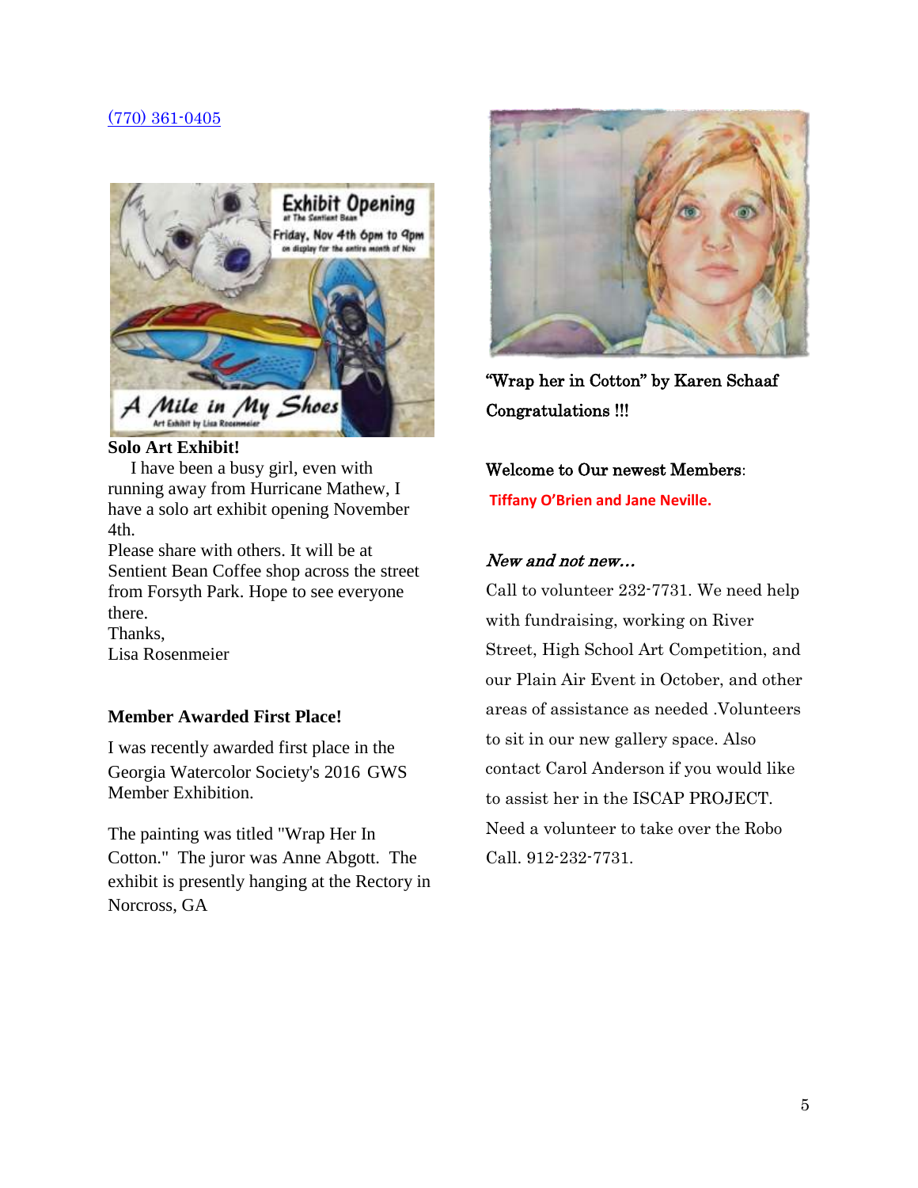(770) 361-0405

**Solo Art Exhibit!**

I have been a busy girl, even with running away from Hurricane Mathew, I have a solo art exhibit opening November 4th.

Please share with others. It will be at Sentient Bean Coffee shop across the street from Forsyth Park. Hope to see everyone there.

Thanks,

Lisa Rosenmeier

**Member Awarded First Place!**

I was recently awarded first place in the Georgia Watercolor Society's 2016 GWS Member Exhibition.

The painting was titled "Wrap Her In Cotton." The juror was Anne Abgott. The exhibit is presently hanging at the Rectory in Norcross, GA

"Wrap her in Cotton" by Karen Schaaf

Congratulations !!!

Welcome to Our newest Members:

**Tiffany O'Brien and Jane Neville.**

*New and not new…*

Call to volunteer 232-7731. We need help with fundraising, working on River Street, High School Art Competition, and our Plain Air Event in October, and other areas of assistance as needed .Volunteers to sit in our new gallery space. Also contact Carol Anderson if you would like to assist her in the ISCAP PROJECT. Need a volunteer to take over the Robo Call. 912-232-7731.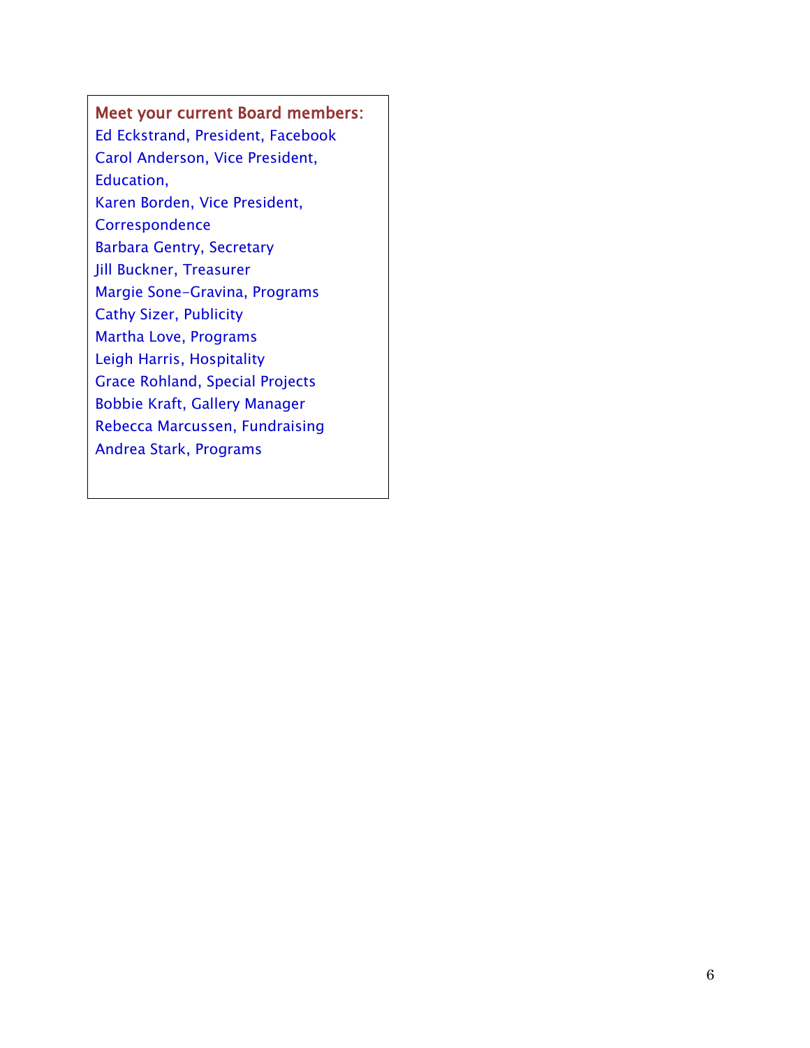**Meet your current Board members:**

Ed Eckstrand, President, Facebook
Carol Anderson, Vice President, Education,
Karen Borden, Vice President, Correspondence
Barbara Gentry, Secretary
Jill Buckner, Treasurer
Margie Sone-Gravina, Programs
Cathy Sizer, Publicity
Martha Love, Programs
Leigh Harris, Hospitality
Grace Rohland, Special Projects
Bobbie Kraft, Gallery Manager
Rebecca Marcussen, Fundraising
Andrea Stark, Programs